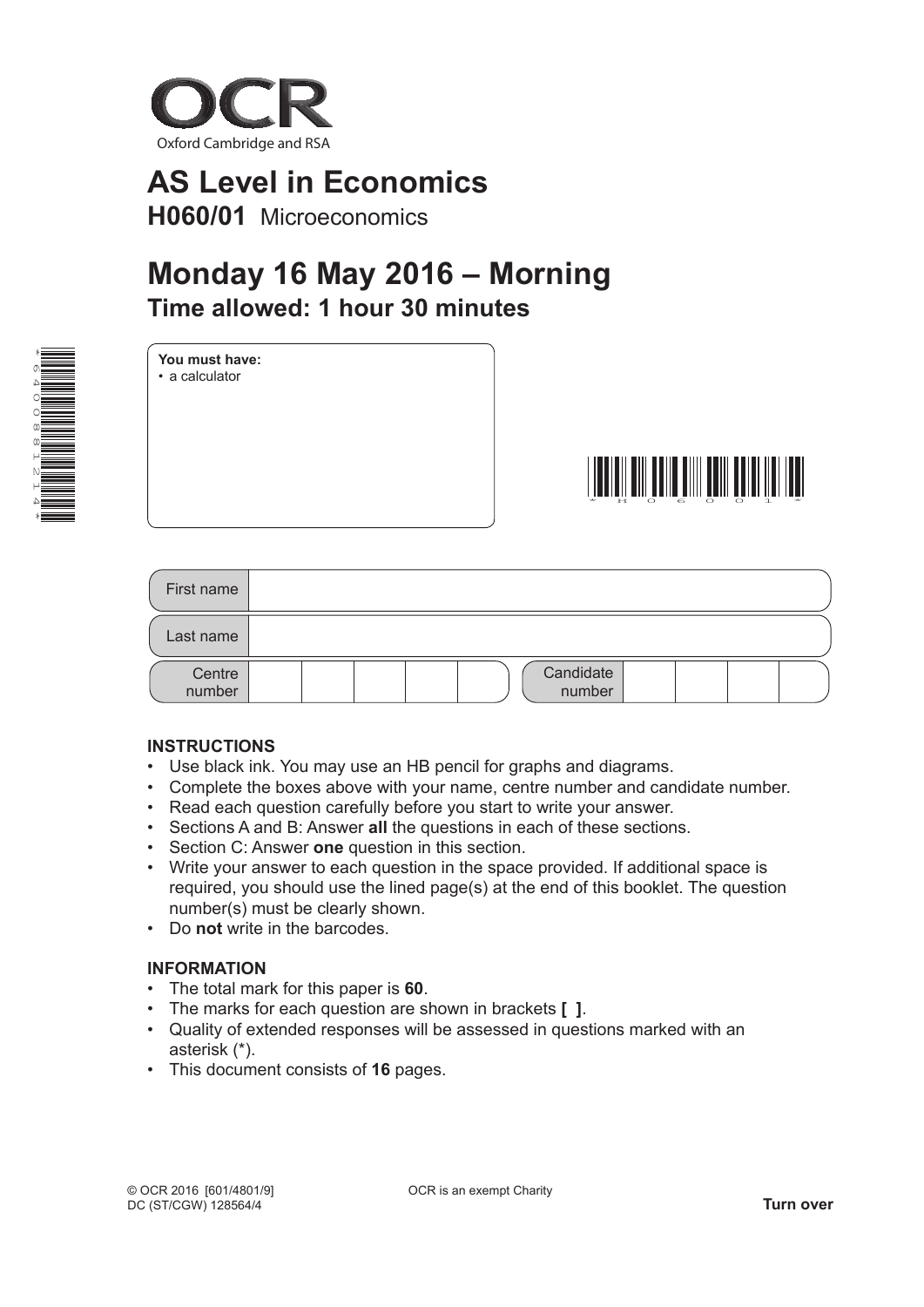OCR

Oxford Cambridge and RSA

# AS Level in Economics

**H060/01** Microeconomics

# Monday 16 May 2016 – Morning

## Time allowed: 1 hour 30 minutes

**You must have:**
- a calculator

| First name | |
| --- | --- |
| Last name | |

| Centre number | | | | | | Candidate number | | | | |
| --- | --- | --- | --- | --- | --- | --- | --- | --- | --- | --- |

**INSTRUCTIONS**

- Use black ink. You may use an HB pencil for graphs and diagrams.
- Complete the boxes above with your name, centre number and candidate number.
- Read each question carefully before you start to write your answer.
- Sections A and B: Answer **all** the questions in each of these sections.
- Section C: Answer **one** question in this section.
- Write your answer to each question in the space provided. If additional space is required, you should use the lined page(s) at the end of this booklet. The question number(s) must be clearly shown.
- Do **not** write in the barcodes.

**INFORMATION**

- The total mark for this paper is **60**.
- The marks for each question are shown in brackets **[ ]**.
- Quality of extended responses will be assessed in questions marked with an asterisk (*).
- This document consists of **16** pages.

© OCR 2016 [601/4801/9]
DC (ST/CGW) 128564/4

OCR is an exempt Charity

**Turn over**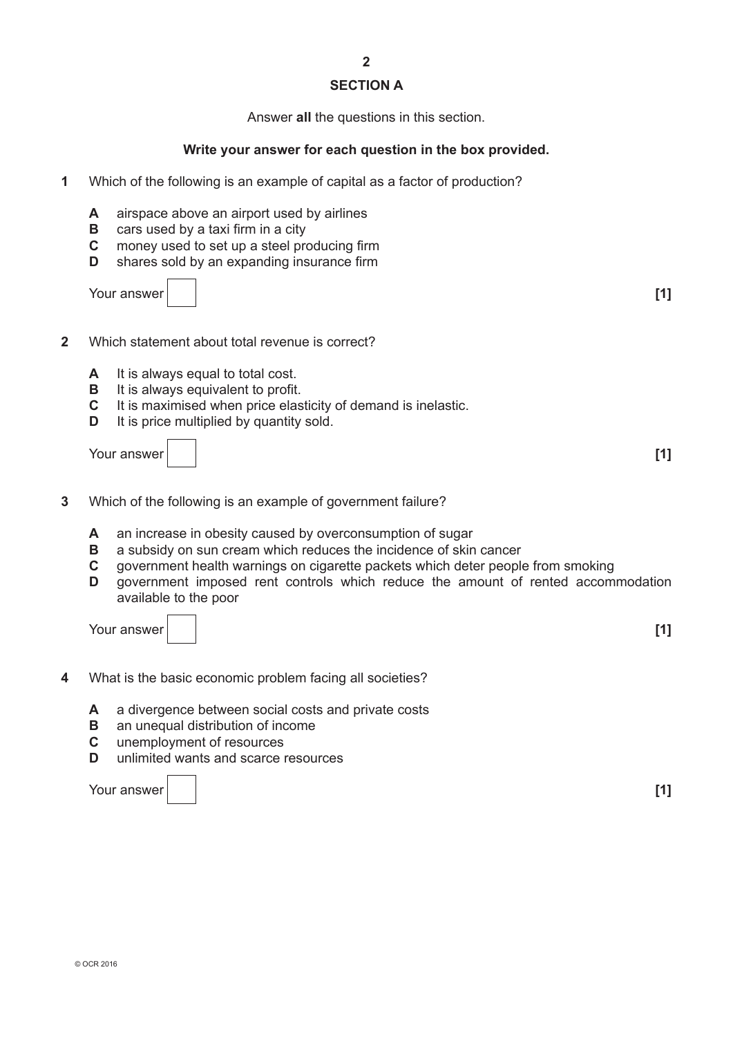## SECTION A

Answer **all** the questions in this section.

**Write your answer for each question in the box provided.**

**1** Which of the following is an example of capital as a factor of production?

- **A** airspace above an airport used by airlines
- **B** cars used by a taxi firm in a city
- **C** money used to set up a steel producing firm
- **D** shares sold by an expanding insurance firm

Your answer [ ] **[1]**

**2** Which statement about total revenue is correct?

- **A** It is always equal to total cost.
- **B** It is always equivalent to profit.
- **C** It is maximised when price elasticity of demand is inelastic.
- **D** It is price multiplied by quantity sold.

Your answer [ ] **[1]**

**3** Which of the following is an example of government failure?

- **A** an increase in obesity caused by overconsumption of sugar
- **B** a subsidy on sun cream which reduces the incidence of skin cancer
- **C** government health warnings on cigarette packets which deter people from smoking
- **D** government imposed rent controls which reduce the amount of rented accommodation available to the poor

Your answer [ ] **[1]**

**4** What is the basic economic problem facing all societies?

- **A** a divergence between social costs and private costs
- **B** an unequal distribution of income
- **C** unemployment of resources
- **D** unlimited wants and scarce resources

Your answer [ ] **[1]**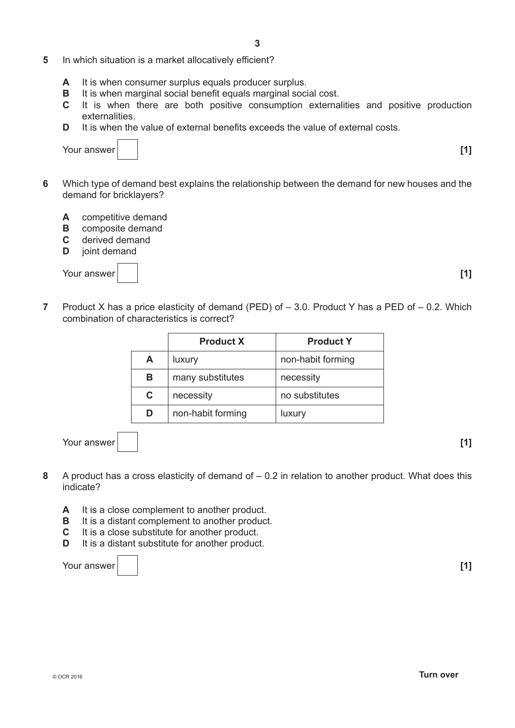**5** In which situation is a market allocatively efficient?

**A** It is when consumer surplus equals producer surplus.
**B** It is when marginal social benefit equals marginal social cost.
**C** It is when there are both positive consumption externalities and positive production externalities.
**D** It is when the value of external benefits exceeds the value of external costs.

Your answer [ ] **[1]**

**6** Which type of demand best explains the relationship between the demand for new houses and the demand for bricklayers?

**A** competitive demand
**B** composite demand
**C** derived demand
**D** joint demand

Your answer [ ] **[1]**

**7** Product X has a price elasticity of demand (PED) of – 3.0. Product Y has a PED of – 0.2. Which combination of characteristics is correct?

| | **Product X** | **Product Y** |
|---|---|---|
| **A** | luxury | non-habit forming |
| **B** | many substitutes | necessity |
| **C** | necessity | no substitutes |
| **D** | non-habit forming | luxury |

Your answer [ ] **[1]**

**8** A product has a cross elasticity of demand of – 0.2 in relation to another product. What does this indicate?

**A** It is a close complement to another product.
**B** It is a distant complement to another product.
**C** It is a close substitute for another product.
**D** It is a distant substitute for another product.

Your answer [ ] **[1]**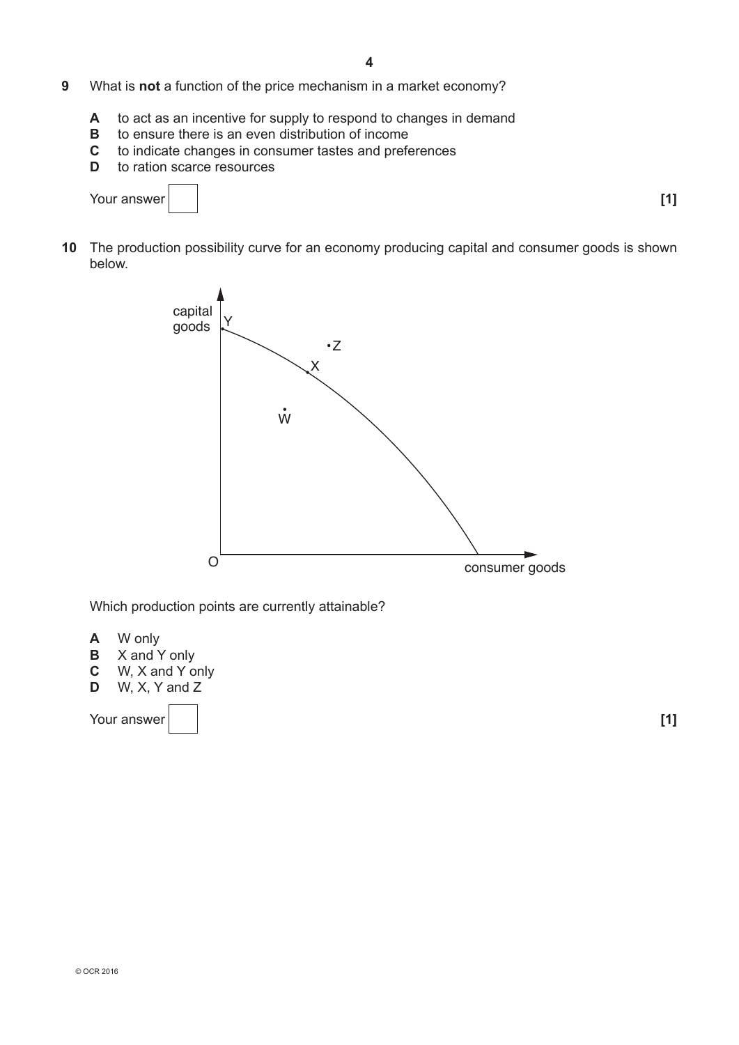**9** What is **not** a function of the price mechanism in a market economy?

**A** to act as an incentive for supply to respond to changes in demand
**B** to ensure there is an even distribution of income
**C** to indicate changes in consumer tastes and preferences
**D** to ration scarce resources

Your answer [ ] **[1]**

**10** The production possibility curve for an economy producing capital and consumer goods is shown below.

Which production points are currently attainable?

**A** W only
**B** X and Y only
**C** W, X and Y only
**D** W, X, Y and Z

Your answer [ ] **[1]**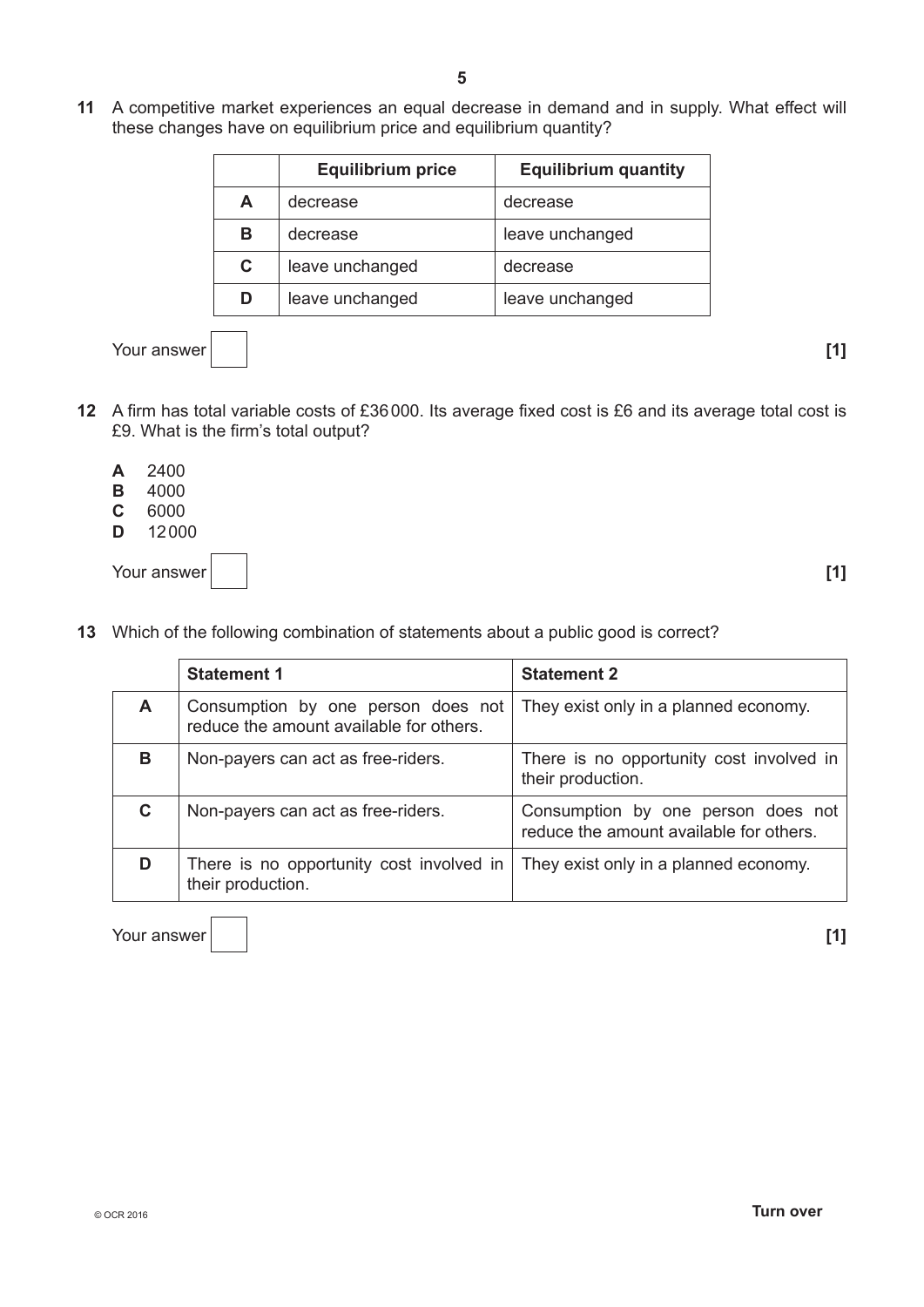**11** A competitive market experiences an equal decrease in demand and in supply. What effect will these changes have on equilibrium price and equilibrium quantity?

| | **Equilibrium price** | **Equilibrium quantity** |
|---|---|---|
| **A** | decrease | decrease |
| **B** | decrease | leave unchanged |
| **C** | leave unchanged | decrease |
| **D** | leave unchanged | leave unchanged |

Your answer [1]

**12** A firm has total variable costs of £36 000. Its average fixed cost is £6 and its average total cost is £9. What is the firm's total output?

**A** 2400
**B** 4000
**C** 6000
**D** 12 000

Your answer [1]

**13** Which of the following combination of statements about a public good is correct?

| | **Statement 1** | **Statement 2** |
|---|---|---|
| **A** | Consumption by one person does not reduce the amount available for others. | They exist only in a planned economy. |
| **B** | Non-payers can act as free-riders. | There is no opportunity cost involved in their production. |
| **C** | Non-payers can act as free-riders. | Consumption by one person does not reduce the amount available for others. |
| **D** | There is no opportunity cost involved in their production. | They exist only in a planned economy. |

Your answer [1]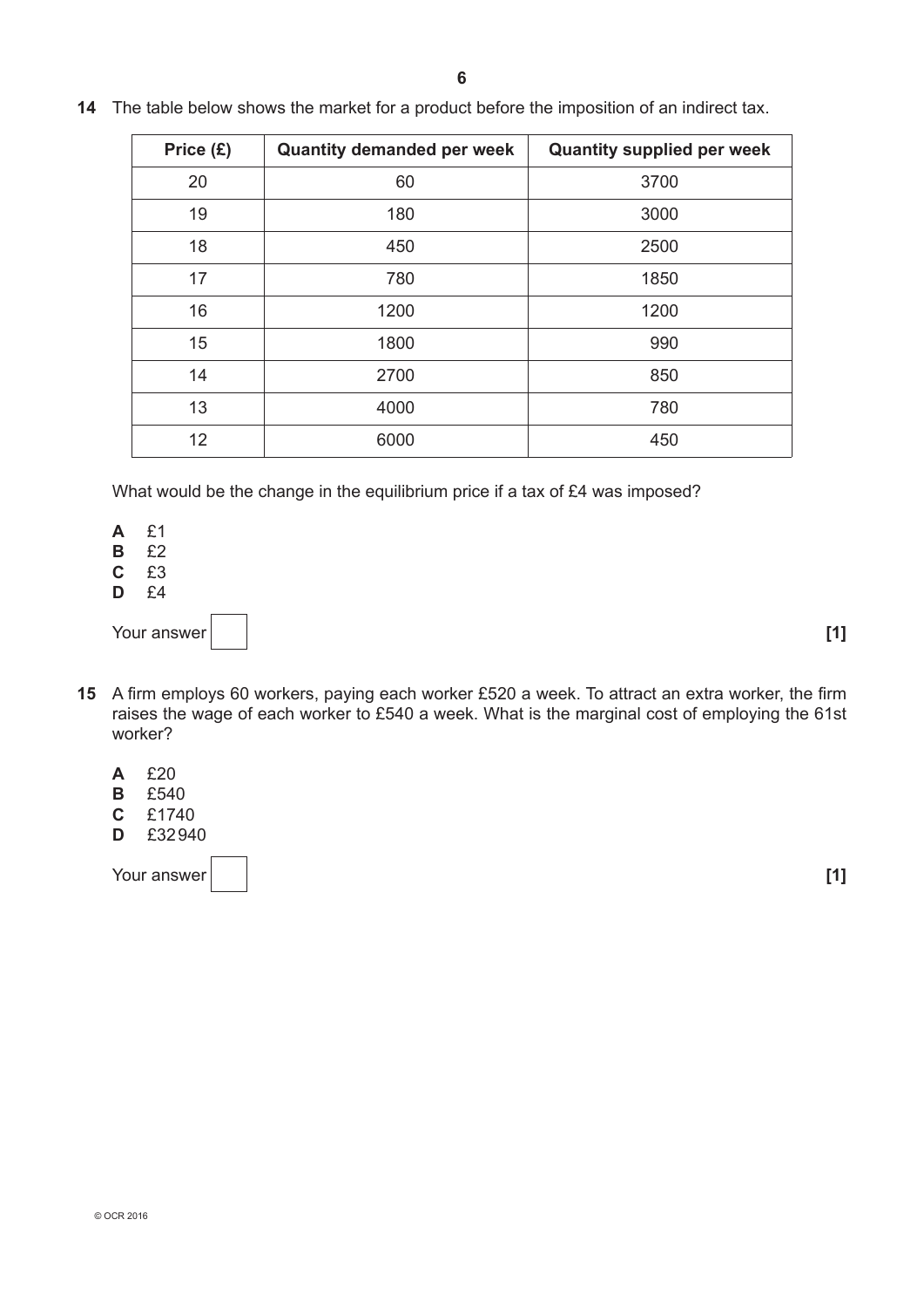**14** The table below shows the market for a product before the imposition of an indirect tax.

| Price (£) | Quantity demanded per week | Quantity supplied per week |
|---|---|---|
| 20 | 60 | 3700 |
| 19 | 180 | 3000 |
| 18 | 450 | 2500 |
| 17 | 780 | 1850 |
| 16 | 1200 | 1200 |
| 15 | 1800 | 990 |
| 14 | 2700 | 850 |
| 13 | 4000 | 780 |
| 12 | 6000 | 450 |

What would be the change in the equilibrium price if a tax of £4 was imposed?

**A** £1
**B** £2
**C** £3
**D** £4

Your answer [ ] **[1]**

**15** A firm employs 60 workers, paying each worker £520 a week. To attract an extra worker, the firm raises the wage of each worker to £540 a week. What is the marginal cost of employing the 61st worker?

**A** £20
**B** £540
**C** £1740
**D** £32 940

Your answer [ ] **[1]**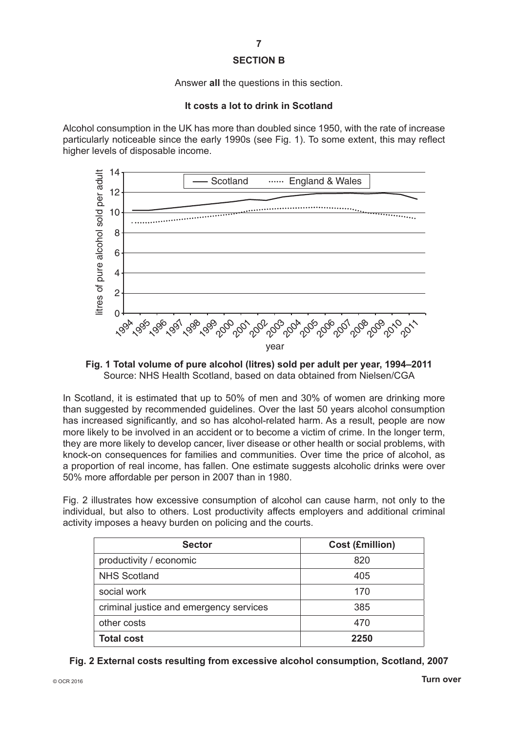## SECTION B

Answer **all** the questions in this section.

### It costs a lot to drink in Scotland

Alcohol consumption in the UK has more than doubled since 1950, with the rate of increase particularly noticeable since the early 1990s (see Fig. 1). To some extent, this may reflect higher levels of disposable income.

**Fig. 1 Total volume of pure alcohol (litres) sold per adult per year, 1994–2011**
Source: NHS Health Scotland, based on data obtained from Nielsen/CGA

In Scotland, it is estimated that up to 50% of men and 30% of women are drinking more than suggested by recommended guidelines. Over the last 50 years alcohol consumption has increased significantly, and so has alcohol-related harm. As a result, people are now more likely to be involved in an accident or to become a victim of crime. In the longer term, they are more likely to develop cancer, liver disease or other health or social problems, with knock-on consequences for families and communities. Over time the price of alcohol, as a proportion of real income, has fallen. One estimate suggests alcoholic drinks were over 50% more affordable per person in 2007 than in 1980.

Fig. 2 illustrates how excessive consumption of alcohol can cause harm, not only to the individual, but also to others. Lost productivity affects employers and additional criminal activity imposes a heavy burden on policing and the courts.

| Sector | Cost (£million) |
| --- | --- |
| productivity / economic | 820 |
| NHS Scotland | 405 |
| social work | 170 |
| criminal justice and emergency services | 385 |
| other costs | 470 |
| **Total cost** | **2250** |

**Fig. 2 External costs resulting from excessive alcohol consumption, Scotland, 2007**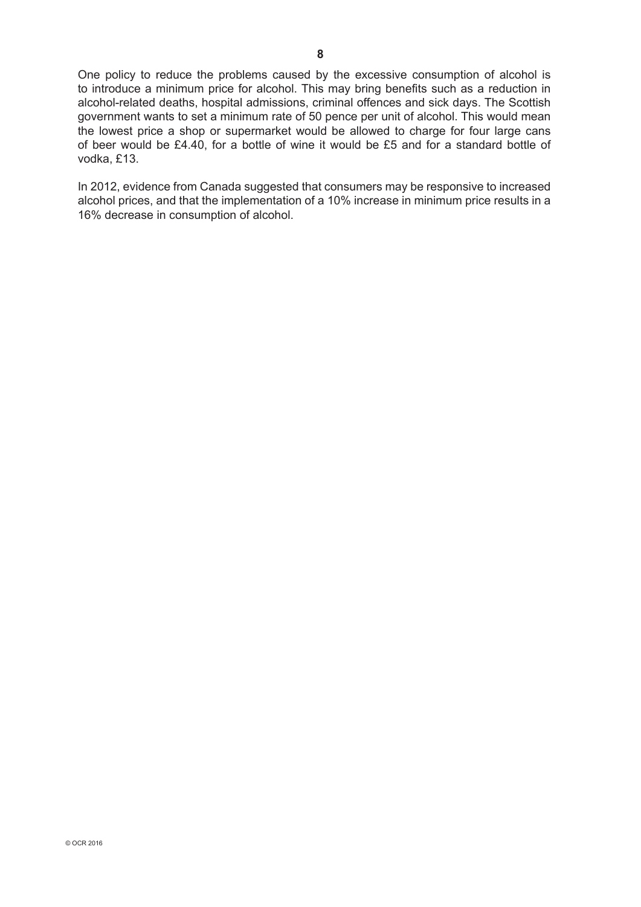One policy to reduce the problems caused by the excessive consumption of alcohol is to introduce a minimum price for alcohol. This may bring benefits such as a reduction in alcohol-related deaths, hospital admissions, criminal offences and sick days. The Scottish government wants to set a minimum rate of 50 pence per unit of alcohol. This would mean the lowest price a shop or supermarket would be allowed to charge for four large cans of beer would be £4.40, for a bottle of wine it would be £5 and for a standard bottle of vodka, £13.

In 2012, evidence from Canada suggested that consumers may be responsive to increased alcohol prices, and that the implementation of a 10% increase in minimum price results in a 16% decrease in consumption of alcohol.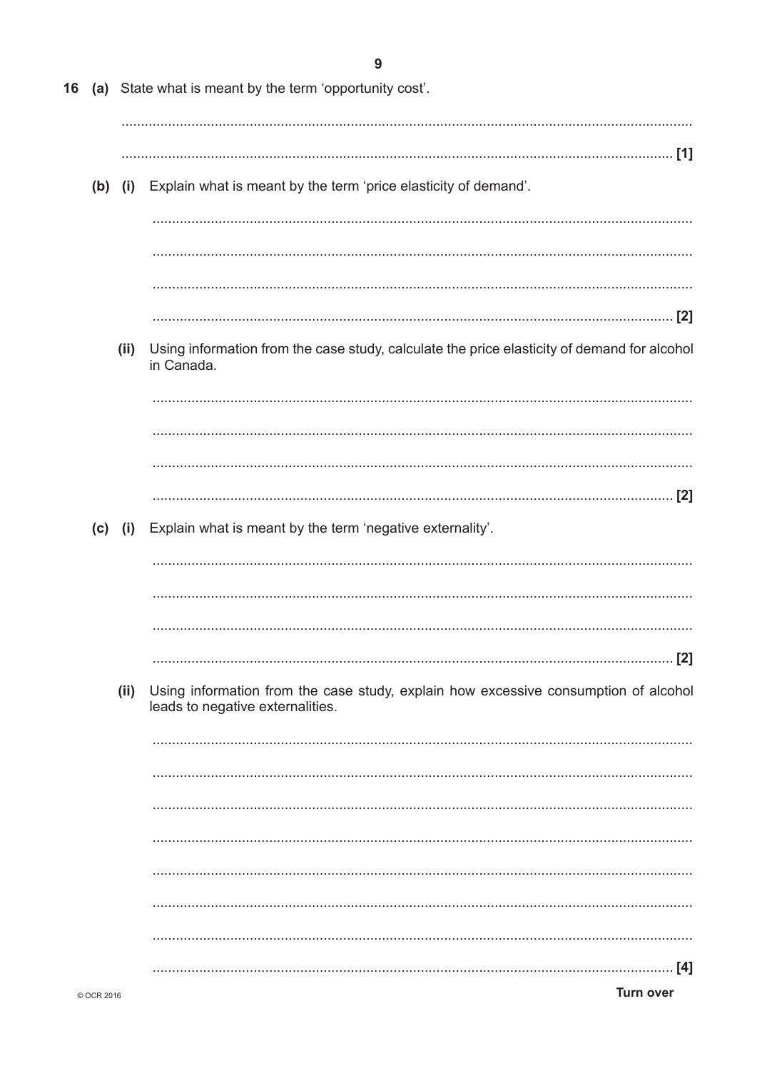**16 (a)** State what is meant by the term 'opportunity cost'.

..................................................................................................................................................

.............................................................................................................................................. [1]

**(b) (i)** Explain what is meant by the term 'price elasticity of demand'.

..................................................................................................................................................

..................................................................................................................................................

..................................................................................................................................................

.............................................................................................................................................. [2]

**(ii)** Using information from the case study, calculate the price elasticity of demand for alcohol in Canada.

..................................................................................................................................................

..................................................................................................................................................

..................................................................................................................................................

.............................................................................................................................................. [2]

**(c) (i)** Explain what is meant by the term 'negative externality'.

..................................................................................................................................................

..................................................................................................................................................

..................................................................................................................................................

.............................................................................................................................................. [2]

**(ii)** Using information from the case study, explain how excessive consumption of alcohol leads to negative externalities.

..................................................................................................................................................

..................................................................................................................................................

..................................................................................................................................................

..................................................................................................................................................

..................................................................................................................................................

..................................................................................................................................................

..................................................................................................................................................

.............................................................................................................................................. [4]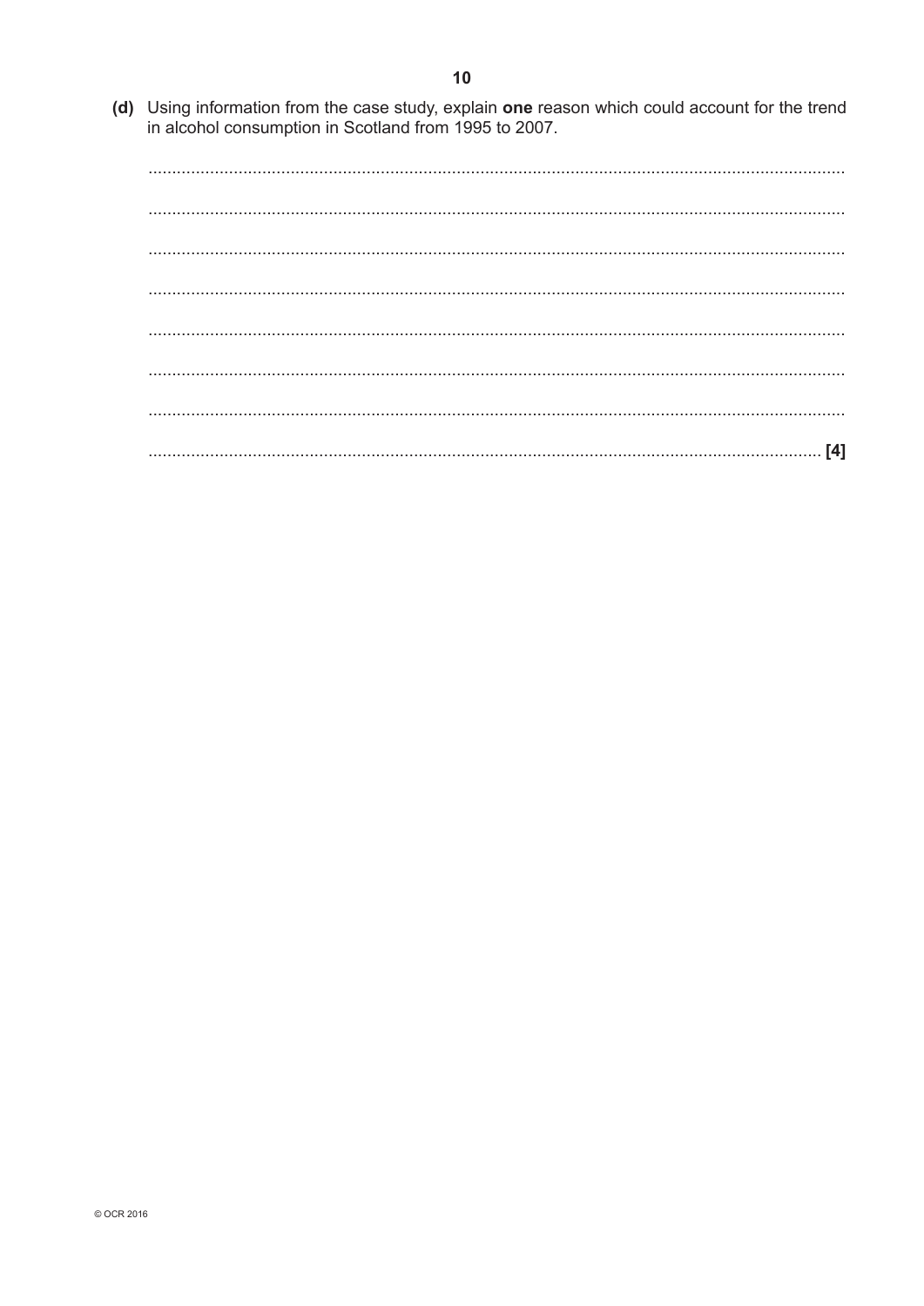(d) Using information from the case study, explain **one** reason which could account for the trend in alcohol consumption in Scotland from 1995 to 2007.

.......................................................................................................................................

.......................................................................................................................................

.......................................................................................................................................

.......................................................................................................................................

.......................................................................................................................................

.......................................................................................................................................

.......................................................................................................................................

....................................................................................................................................... [4]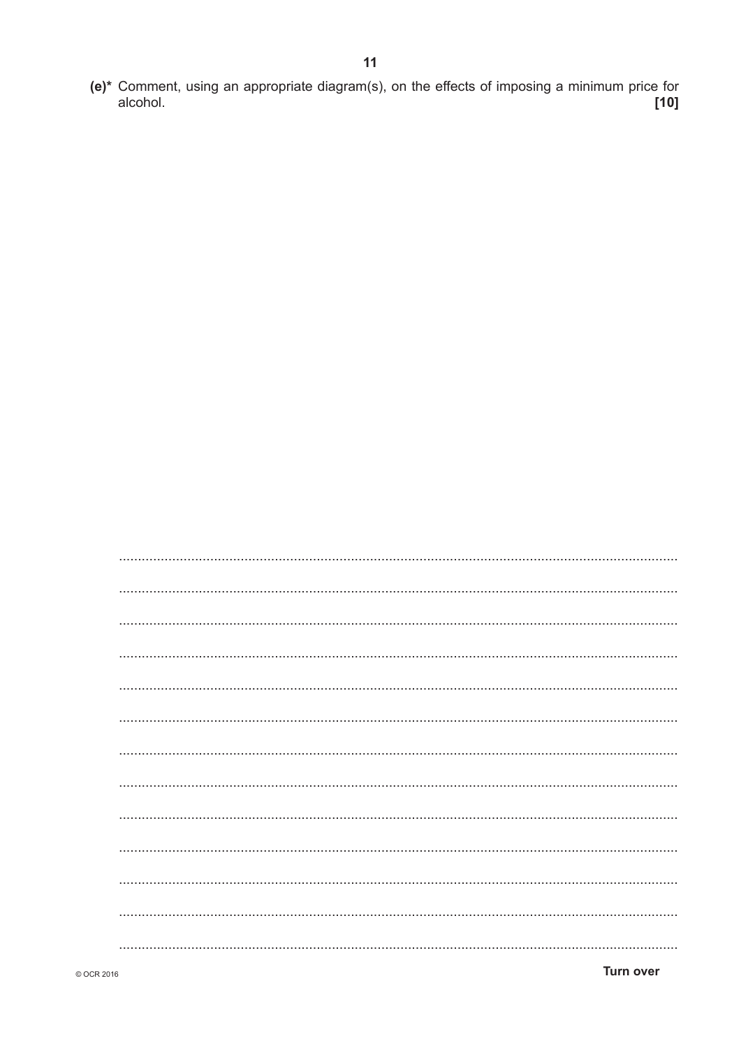(e)* Comment, using an appropriate diagram(s), on the effects of imposing a minimum price for alcohol. [10]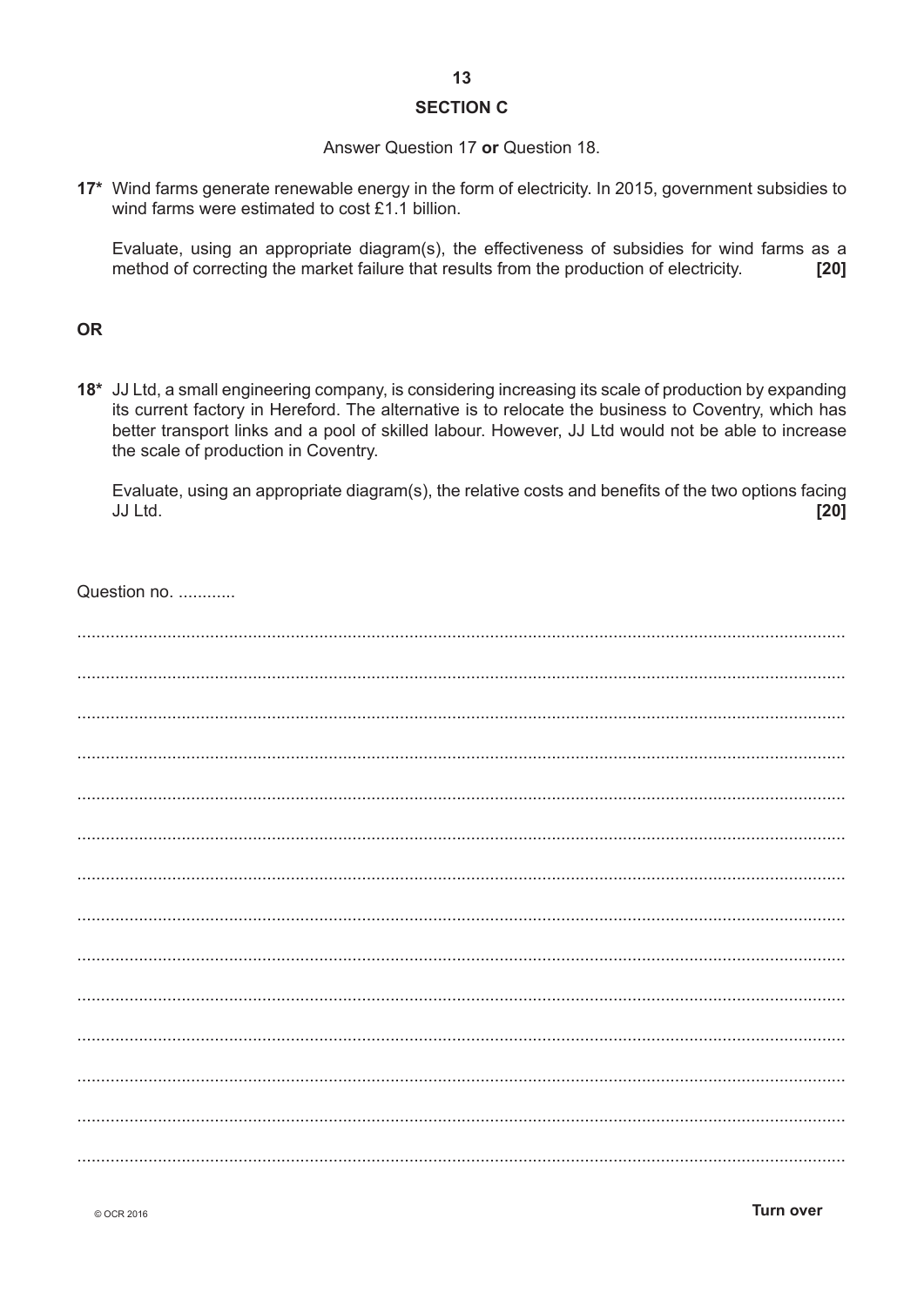## SECTION C

Answer Question 17 **or** Question 18.

**17*** Wind farms generate renewable energy in the form of electricity. In 2015, government subsidies to wind farms were estimated to cost £1.1 billion.

Evaluate, using an appropriate diagram(s), the effectiveness of subsidies for wind farms as a method of correcting the market failure that results from the production of electricity. **[20]**

**OR**

**18*** JJ Ltd, a small engineering company, is considering increasing its scale of production by expanding its current factory in Hereford. The alternative is to relocate the business to Coventry, which has better transport links and a pool of skilled labour. However, JJ Ltd would not be able to increase the scale of production in Coventry.

Evaluate, using an appropriate diagram(s), the relative costs and benefits of the two options facing JJ Ltd. **[20]**

Question no. ............

..........................................................................................................................................................

..........................................................................................................................................................

..........................................................................................................................................................

..........................................................................................................................................................

..........................................................................................................................................................

..........................................................................................................................................................

..........................................................................................................................................................

..........................................................................................................................................................

..........................................................................................................................................................

..........................................................................................................................................................

..........................................................................................................................................................

..........................................................................................................................................................

..........................................................................................................................................................

..........................................................................................................................................................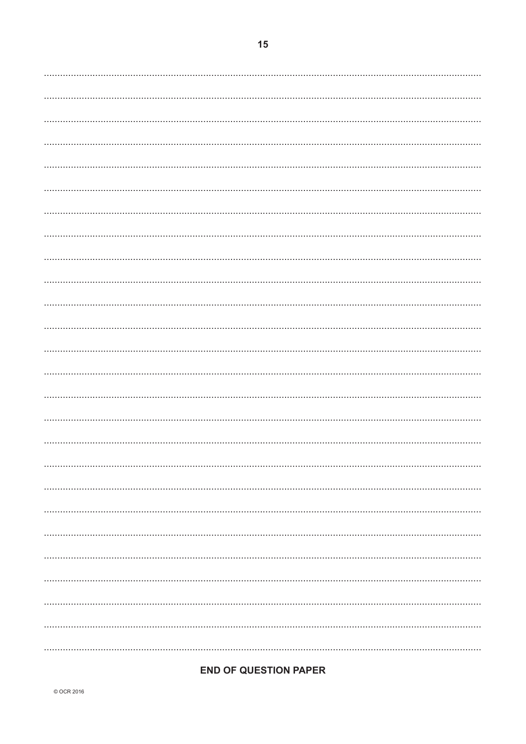**END OF QUESTION PAPER**

© OCR 2016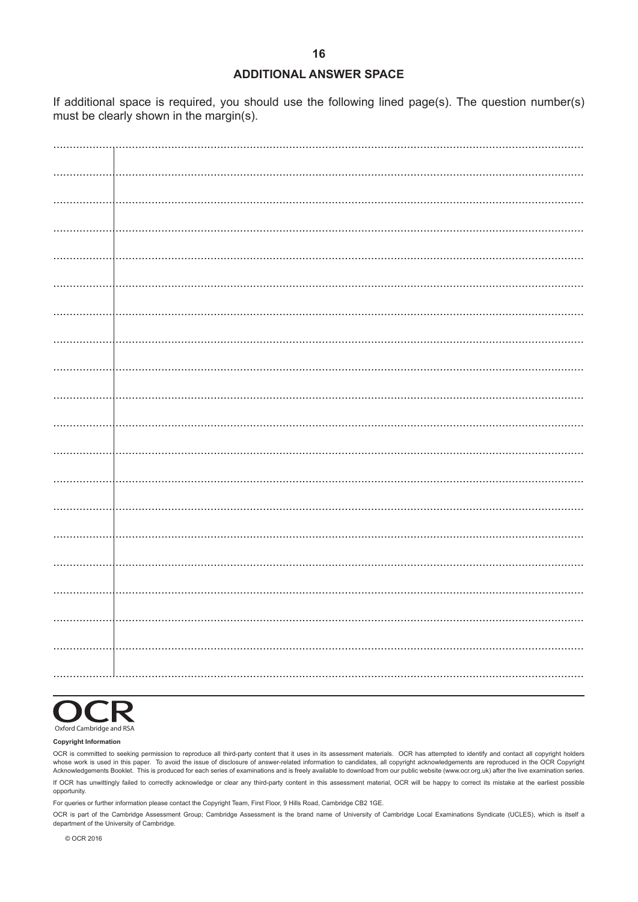## ADDITIONAL ANSWER SPACE

If additional space is required, you should use the following lined page(s). The question number(s) must be clearly shown in the margin(s).

Oxford Cambridge and RSA

**Copyright Information**

OCR is committed to seeking permission to reproduce all third-party content that it uses in its assessment materials. OCR has attempted to identify and contact all copyright holders whose work is used in this paper. To avoid the issue of disclosure of answer-related information to candidates, all copyright acknowledgements are reproduced in the OCR Copyright Acknowledgements Booklet. This is produced for each series of examinations and is freely available to download from our public website (www.ocr.org.uk) after the live examination series.

If OCR has unwittingly failed to correctly acknowledge or clear any third-party content in this assessment material, OCR will be happy to correct its mistake at the earliest possible opportunity.

For queries or further information please contact the Copyright Team, First Floor, 9 Hills Road, Cambridge CB2 1GE.

OCR is part of the Cambridge Assessment Group; Cambridge Assessment is the brand name of University of Cambridge Local Examinations Syndicate (UCLES), which is itself a department of the University of Cambridge.

© OCR 2016